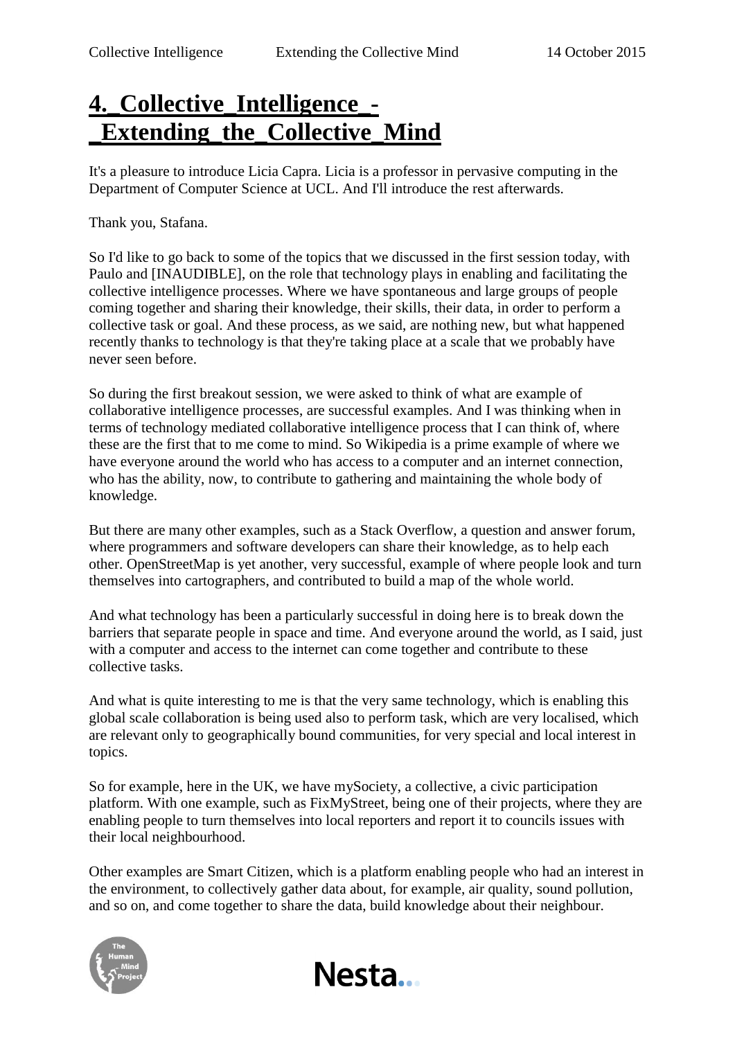# 4._Collective_Intelligence_-_Extending_the_Collective_Mind

It's a pleasure to introduce Licia Capra. Licia is a professor in pervasive computing in the Department of Computer Science at UCL. And I'll introduce the rest afterwards.

Thank you, Stafana.

So I'd like to go back to some of the topics that we discussed in the first session today, with Paulo and [INAUDIBLE], on the role that technology plays in enabling and facilitating the collective intelligence processes. Where we have spontaneous and large groups of people coming together and sharing their knowledge, their skills, their data, in order to perform a collective task or goal. And these process, as we said, are nothing new, but what happened recently thanks to technology is that they're taking place at a scale that we probably have never seen before.

So during the first breakout session, we were asked to think of what are example of collaborative intelligence processes, are successful examples. And I was thinking when in terms of technology mediated collaborative intelligence process that I can think of, where these are the first that to me come to mind. So Wikipedia is a prime example of where we have everyone around the world who has access to a computer and an internet connection, who has the ability, now, to contribute to gathering and maintaining the whole body of knowledge.

But there are many other examples, such as a Stack Overflow, a question and answer forum, where programmers and software developers can share their knowledge, as to help each other. OpenStreetMap is yet another, very successful, example of where people look and turn themselves into cartographers, and contributed to build a map of the whole world.

And what technology has been a particularly successful in doing here is to break down the barriers that separate people in space and time. And everyone around the world, as I said, just with a computer and access to the internet can come together and contribute to these collective tasks.

And what is quite interesting to me is that the very same technology, which is enabling this global scale collaboration is being used also to perform task, which are very localised, which are relevant only to geographically bound communities, for very special and local interest in topics.

So for example, here in the UK, we have mySociety, a collective, a civic participation platform. With one example, such as FixMyStreet, being one of their projects, where they are enabling people to turn themselves into local reporters and report it to councils issues with their local neighbourhood.

Other examples are Smart Citizen, which is a platform enabling people who had an interest in the environment, to collectively gather data about, for example, air quality, sound pollution, and so on, and come together to share the data, build knowledge about their neighbour.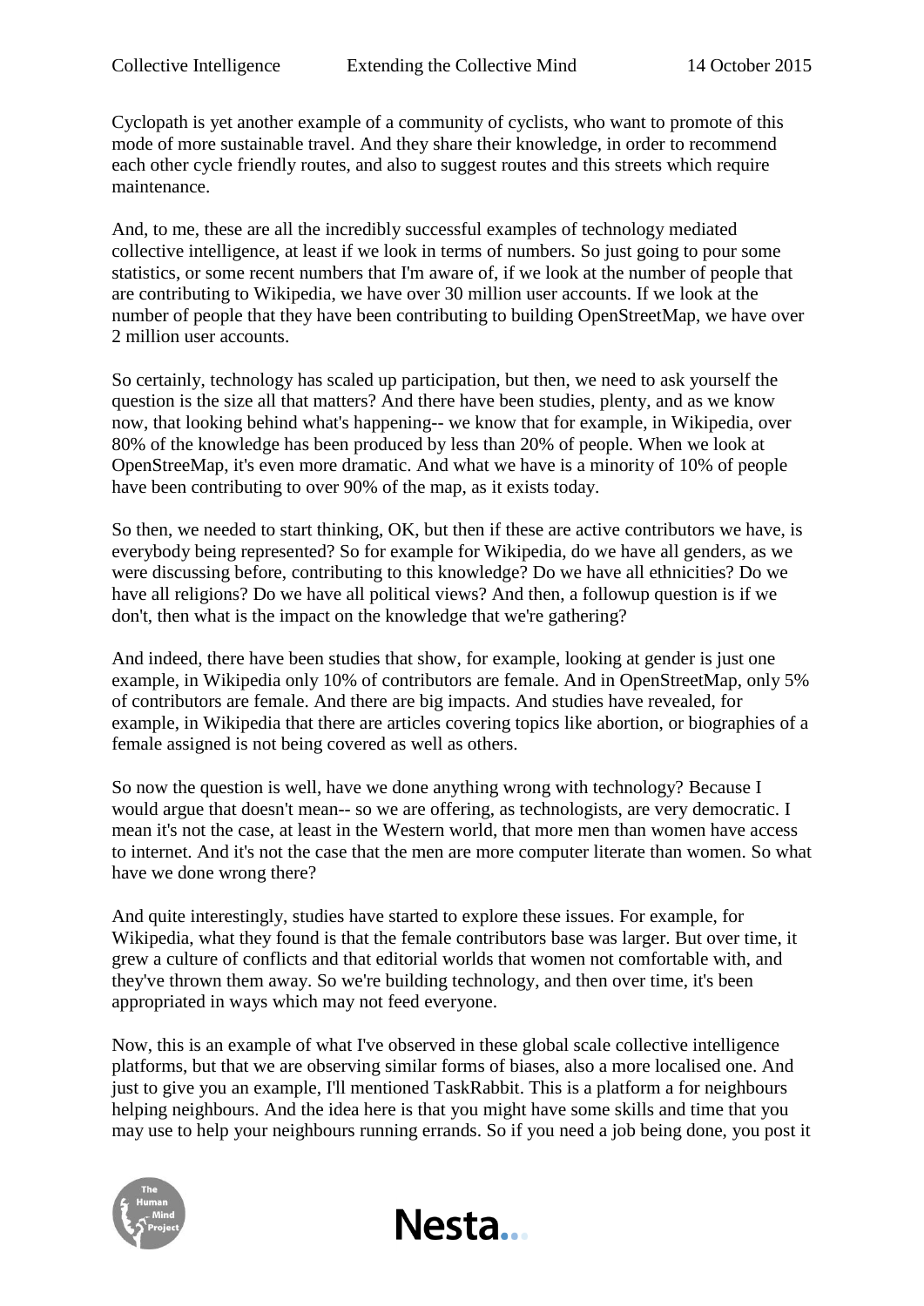Cyclopath is yet another example of a community of cyclists, who want to promote of this mode of more sustainable travel. And they share their knowledge, in order to recommend each other cycle friendly routes, and also to suggest routes and this streets which require maintenance.

And, to me, these are all the incredibly successful examples of technology mediated collective intelligence, at least if we look in terms of numbers. So just going to pour some statistics, or some recent numbers that I'm aware of, if we look at the number of people that are contributing to Wikipedia, we have over 30 million user accounts. If we look at the number of people that they have been contributing to building OpenStreetMap, we have over 2 million user accounts.

So certainly, technology has scaled up participation, but then, we need to ask yourself the question is the size all that matters? And there have been studies, plenty, and as we know now, that looking behind what's happening-- we know that for example, in Wikipedia, over 80% of the knowledge has been produced by less than 20% of people. When we look at OpenStreeMap, it's even more dramatic. And what we have is a minority of 10% of people have been contributing to over 90% of the map, as it exists today.

So then, we needed to start thinking, OK, but then if these are active contributors we have, is everybody being represented? So for example for Wikipedia, do we have all genders, as we were discussing before, contributing to this knowledge? Do we have all ethnicities? Do we have all religions? Do we have all political views? And then, a followup question is if we don't, then what is the impact on the knowledge that we're gathering?

And indeed, there have been studies that show, for example, looking at gender is just one example, in Wikipedia only 10% of contributors are female. And in OpenStreetMap, only 5% of contributors are female. And there are big impacts. And studies have revealed, for example, in Wikipedia that there are articles covering topics like abortion, or biographies of a female assigned is not being covered as well as others.

So now the question is well, have we done anything wrong with technology? Because I would argue that doesn't mean-- so we are offering, as technologists, are very democratic. I mean it's not the case, at least in the Western world, that more men than women have access to internet. And it's not the case that the men are more computer literate than women. So what have we done wrong there?

And quite interestingly, studies have started to explore these issues. For example, for Wikipedia, what they found is that the female contributors base was larger. But over time, it grew a culture of conflicts and that editorial worlds that women not comfortable with, and they've thrown them away. So we're building technology, and then over time, it's been appropriated in ways which may not feed everyone.

Now, this is an example of what I've observed in these global scale collective intelligence platforms, but that we are observing similar forms of biases, also a more localised one. And just to give you an example, I'll mentioned TaskRabbit. This is a platform a for neighbours helping neighbours. And the idea here is that you might have some skills and time that you may use to help your neighbours running errands. So if you need a job being done, you post it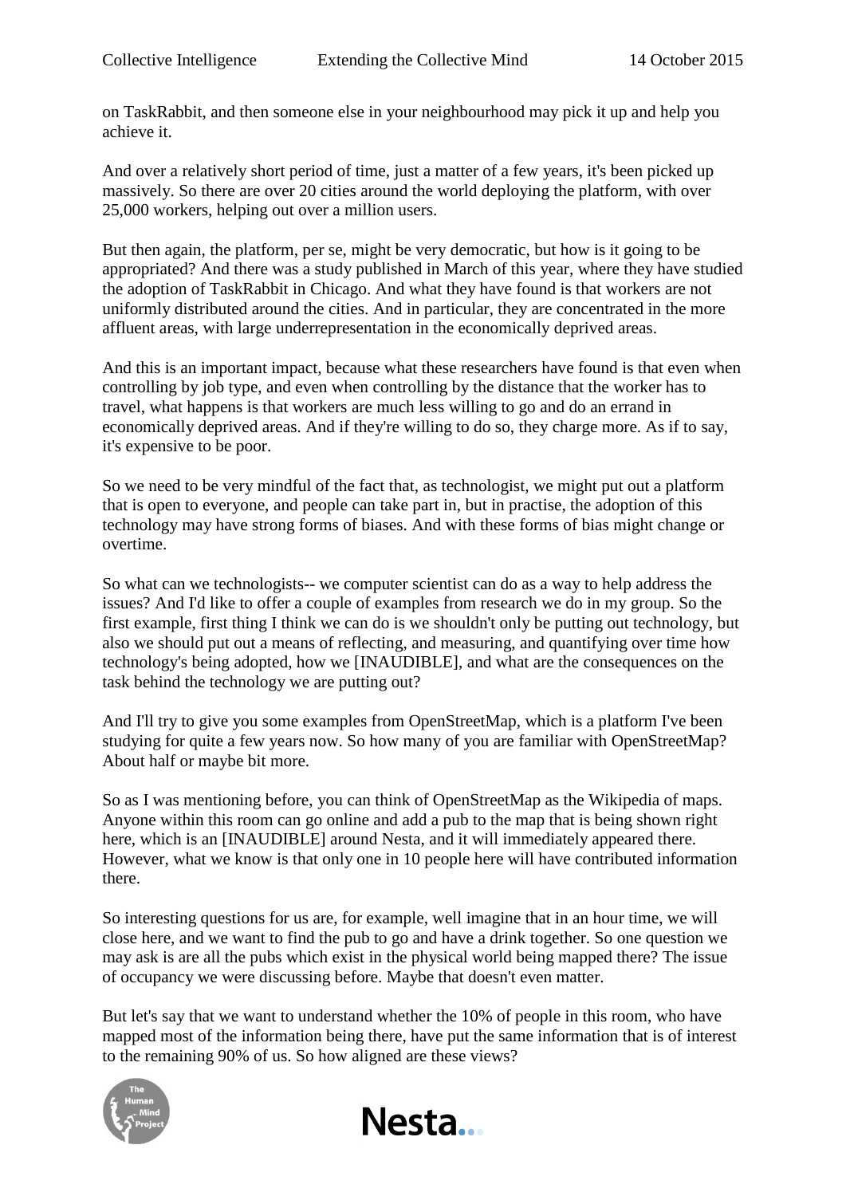on TaskRabbit, and then someone else in your neighbourhood may pick it up and help you achieve it.

And over a relatively short period of time, just a matter of a few years, it's been picked up massively. So there are over 20 cities around the world deploying the platform, with over 25,000 workers, helping out over a million users.

But then again, the platform, per se, might be very democratic, but how is it going to be appropriated? And there was a study published in March of this year, where they have studied the adoption of TaskRabbit in Chicago. And what they have found is that workers are not uniformly distributed around the cities. And in particular, they are concentrated in the more affluent areas, with large underrepresentation in the economically deprived areas.

And this is an important impact, because what these researchers have found is that even when controlling by job type, and even when controlling by the distance that the worker has to travel, what happens is that workers are much less willing to go and do an errand in economically deprived areas. And if they're willing to do so, they charge more. As if to say, it's expensive to be poor.

So we need to be very mindful of the fact that, as technologist, we might put out a platform that is open to everyone, and people can take part in, but in practise, the adoption of this technology may have strong forms of biases. And with these forms of bias might change or overtime.

So what can we technologists-- we computer scientist can do as a way to help address the issues? And I'd like to offer a couple of examples from research we do in my group. So the first example, first thing I think we can do is we shouldn't only be putting out technology, but also we should put out a means of reflecting, and measuring, and quantifying over time how technology's being adopted, how we [INAUDIBLE], and what are the consequences on the task behind the technology we are putting out?

And I'll try to give you some examples from OpenStreetMap, which is a platform I've been studying for quite a few years now. So how many of you are familiar with OpenStreetMap? About half or maybe bit more.

So as I was mentioning before, you can think of OpenStreetMap as the Wikipedia of maps. Anyone within this room can go online and add a pub to the map that is being shown right here, which is an [INAUDIBLE] around Nesta, and it will immediately appeared there. However, what we know is that only one in 10 people here will have contributed information there.

So interesting questions for us are, for example, well imagine that in an hour time, we will close here, and we want to find the pub to go and have a drink together. So one question we may ask is are all the pubs which exist in the physical world being mapped there? The issue of occupancy we were discussing before. Maybe that doesn't even matter.

But let's say that we want to understand whether the 10% of people in this room, who have mapped most of the information being there, have put the same information that is of interest to the remaining 90% of us. So how aligned are these views?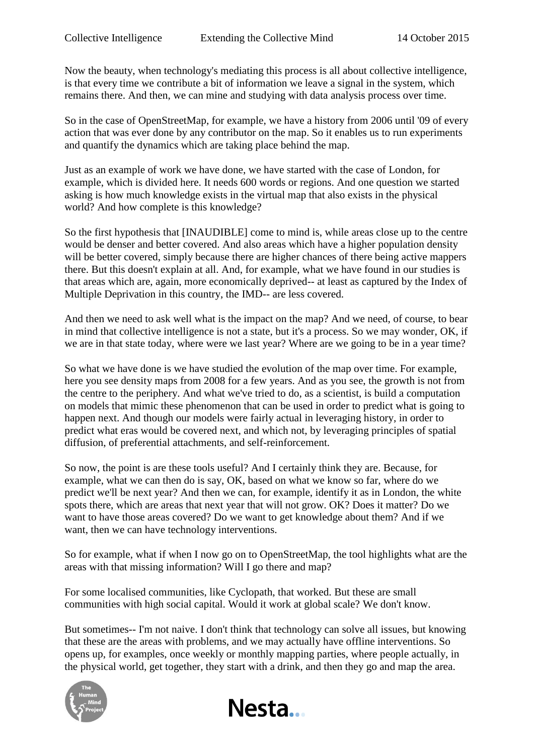Now the beauty, when technology's mediating this process is all about collective intelligence, is that every time we contribute a bit of information we leave a signal in the system, which remains there. And then, we can mine and studying with data analysis process over time.

So in the case of OpenStreetMap, for example, we have a history from 2006 until '09 of every action that was ever done by any contributor on the map. So it enables us to run experiments and quantify the dynamics which are taking place behind the map.

Just as an example of work we have done, we have started with the case of London, for example, which is divided here. It needs 600 words or regions. And one question we started asking is how much knowledge exists in the virtual map that also exists in the physical world? And how complete is this knowledge?

So the first hypothesis that [INAUDIBLE] come to mind is, while areas close up to the centre would be denser and better covered. And also areas which have a higher population density will be better covered, simply because there are higher chances of there being active mappers there. But this doesn't explain at all. And, for example, what we have found in our studies is that areas which are, again, more economically deprived-- at least as captured by the Index of Multiple Deprivation in this country, the IMD-- are less covered.

And then we need to ask well what is the impact on the map? And we need, of course, to bear in mind that collective intelligence is not a state, but it's a process. So we may wonder, OK, if we are in that state today, where were we last year? Where are we going to be in a year time?

So what we have done is we have studied the evolution of the map over time. For example, here you see density maps from 2008 for a few years. And as you see, the growth is not from the centre to the periphery. And what we've tried to do, as a scientist, is build a computation on models that mimic these phenomenon that can be used in order to predict what is going to happen next. And though our models were fairly actual in leveraging history, in order to predict what eras would be covered next, and which not, by leveraging principles of spatial diffusion, of preferential attachments, and self-reinforcement.

So now, the point is are these tools useful? And I certainly think they are. Because, for example, what we can then do is say, OK, based on what we know so far, where do we predict we'll be next year? And then we can, for example, identify it as in London, the white spots there, which are areas that next year that will not grow. OK? Does it matter? Do we want to have those areas covered? Do we want to get knowledge about them? And if we want, then we can have technology interventions.

So for example, what if when I now go on to OpenStreetMap, the tool highlights what are the areas with that missing information? Will I go there and map?

For some localised communities, like Cyclopath, that worked. But these are small communities with high social capital. Would it work at global scale? We don't know.

But sometimes-- I'm not naive. I don't think that technology can solve all issues, but knowing that these are the areas with problems, and we may actually have offline interventions. So opens up, for examples, once weekly or monthly mapping parties, where people actually, in the physical world, get together, they start with a drink, and then they go and map the area.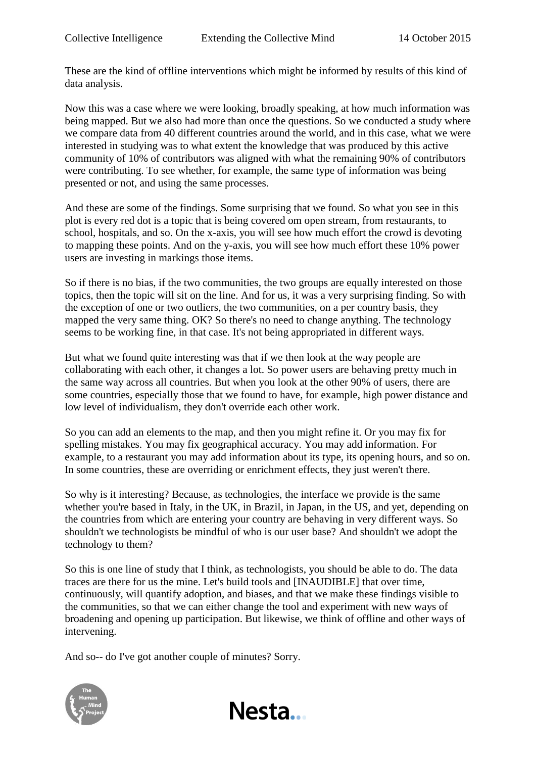These are the kind of offline interventions which might be informed by results of this kind of data analysis.

Now this was a case where we were looking, broadly speaking, at how much information was being mapped. But we also had more than once the questions. So we conducted a study where we compare data from 40 different countries around the world, and in this case, what we were interested in studying was to what extent the knowledge that was produced by this active community of 10% of contributors was aligned with what the remaining 90% of contributors were contributing. To see whether, for example, the same type of information was being presented or not, and using the same processes.

And these are some of the findings. Some surprising that we found. So what you see in this plot is every red dot is a topic that is being covered om open stream, from restaurants, to school, hospitals, and so. On the x-axis, you will see how much effort the crowd is devoting to mapping these points. And on the y-axis, you will see how much effort these 10% power users are investing in markings those items.

So if there is no bias, if the two communities, the two groups are equally interested on those topics, then the topic will sit on the line. And for us, it was a very surprising finding. So with the exception of one or two outliers, the two communities, on a per country basis, they mapped the very same thing. OK? So there's no need to change anything. The technology seems to be working fine, in that case. It's not being appropriated in different ways.

But what we found quite interesting was that if we then look at the way people are collaborating with each other, it changes a lot. So power users are behaving pretty much in the same way across all countries. But when you look at the other 90% of users, there are some countries, especially those that we found to have, for example, high power distance and low level of individualism, they don't override each other work.

So you can add an elements to the map, and then you might refine it. Or you may fix for spelling mistakes. You may fix geographical accuracy. You may add information. For example, to a restaurant you may add information about its type, its opening hours, and so on. In some countries, these are overriding or enrichment effects, they just weren't there.

So why is it interesting? Because, as technologies, the interface we provide is the same whether you're based in Italy, in the UK, in Brazil, in Japan, in the US, and yet, depending on the countries from which are entering your country are behaving in very different ways. So shouldn't we technologists be mindful of who is our user base? And shouldn't we adopt the technology to them?

So this is one line of study that I think, as technologists, you should be able to do. The data traces are there for us the mine. Let's build tools and [INAUDIBLE] that over time, continuously, will quantify adoption, and biases, and that we make these findings visible to the communities, so that we can either change the tool and experiment with new ways of broadening and opening up participation. But likewise, we think of offline and other ways of intervening.

And so-- do I've got another couple of minutes? Sorry.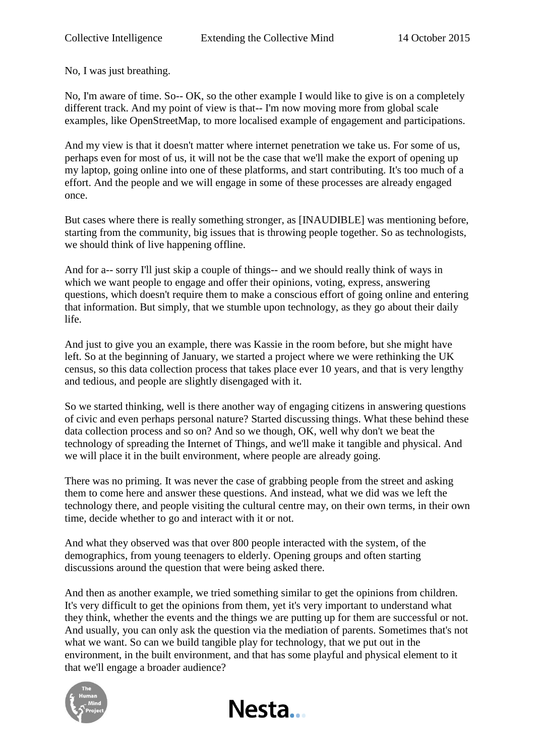No, I was just breathing.

No, I'm aware of time. So-- OK, so the other example I would like to give is on a completely different track. And my point of view is that-- I'm now moving more from global scale examples, like OpenStreetMap, to more localised example of engagement and participations.

And my view is that it doesn't matter where internet penetration we take us. For some of us, perhaps even for most of us, it will not be the case that we'll make the export of opening up my laptop, going online into one of these platforms, and start contributing. It's too much of a effort. And the people and we will engage in some of these processes are already engaged once.

But cases where there is really something stronger, as [INAUDIBLE] was mentioning before, starting from the community, big issues that is throwing people together. So as technologists, we should think of live happening offline.

And for a-- sorry I'll just skip a couple of things-- and we should really think of ways in which we want people to engage and offer their opinions, voting, express, answering questions, which doesn't require them to make a conscious effort of going online and entering that information. But simply, that we stumble upon technology, as they go about their daily life.

And just to give you an example, there was Kassie in the room before, but she might have left. So at the beginning of January, we started a project where we were rethinking the UK census, so this data collection process that takes place ever 10 years, and that is very lengthy and tedious, and people are slightly disengaged with it.

So we started thinking, well is there another way of engaging citizens in answering questions of civic and even perhaps personal nature? Started discussing things. What these behind these data collection process and so on? And so we though, OK, well why don't we beat the technology of spreading the Internet of Things, and we'll make it tangible and physical. And we will place it in the built environment, where people are already going.

There was no priming. It was never the case of grabbing people from the street and asking them to come here and answer these questions. And instead, what we did was we left the technology there, and people visiting the cultural centre may, on their own terms, in their own time, decide whether to go and interact with it or not.

And what they observed was that over 800 people interacted with the system, of the demographics, from young teenagers to elderly. Opening groups and often starting discussions around the question that were being asked there.

And then as another example, we tried something similar to get the opinions from children. It's very difficult to get the opinions from them, yet it's very important to understand what they think, whether the events and the things we are putting up for them are successful or not. And usually, you can only ask the question via the mediation of parents. Sometimes that's not what we want. So can we build tangible play for technology, that we put out in the environment, in the built environment, and that has some playful and physical element to it that we'll engage a broader audience?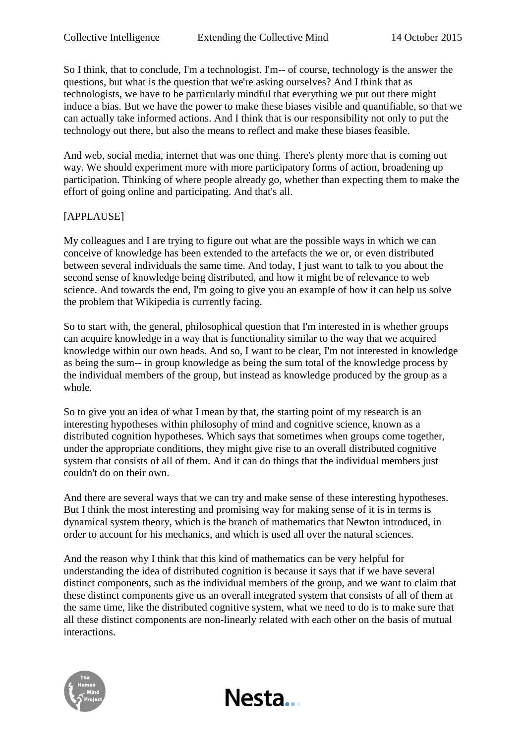So I think, that to conclude, I'm a technologist. I'm-- of course, technology is the answer the questions, but what is the question that we're asking ourselves? And I think that as technologists, we have to be particularly mindful that everything we put out there might induce a bias. But we have the power to make these biases visible and quantifiable, so that we can actually take informed actions. And I think that is our responsibility not only to put the technology out there, but also the means to reflect and make these biases feasible.

And web, social media, internet that was one thing. There's plenty more that is coming out way. We should experiment more with more participatory forms of action, broadening up participation. Thinking of where people already go, whether than expecting them to make the effort of going online and participating. And that's all.

[APPLAUSE]

My colleagues and I are trying to figure out what are the possible ways in which we can conceive of knowledge has been extended to the artefacts the we or, or even distributed between several individuals the same time. And today, I just want to talk to you about the second sense of knowledge being distributed, and how it might be of relevance to web science. And towards the end, I'm going to give you an example of how it can help us solve the problem that Wikipedia is currently facing.

So to start with, the general, philosophical question that I'm interested in is whether groups can acquire knowledge in a way that is functionality similar to the way that we acquired knowledge within our own heads. And so, I want to be clear, I'm not interested in knowledge as being the sum-- in group knowledge as being the sum total of the knowledge process by the individual members of the group, but instead as knowledge produced by the group as a whole.

So to give you an idea of what I mean by that, the starting point of my research is an interesting hypotheses within philosophy of mind and cognitive science, known as a distributed cognition hypotheses. Which says that sometimes when groups come together, under the appropriate conditions, they might give rise to an overall distributed cognitive system that consists of all of them. And it can do things that the individual members just couldn't do on their own.

And there are several ways that we can try and make sense of these interesting hypotheses. But I think the most interesting and promising way for making sense of it is in terms is dynamical system theory, which is the branch of mathematics that Newton introduced, in order to account for his mechanics, and which is used all over the natural sciences.

And the reason why I think that this kind of mathematics can be very helpful for understanding the idea of distributed cognition is because it says that if we have several distinct components, such as the individual members of the group, and we want to claim that these distinct components give us an overall integrated system that consists of all of them at the same time, like the distributed cognitive system, what we need to do is to make sure that all these distinct components are non-linearly related with each other on the basis of mutual interactions.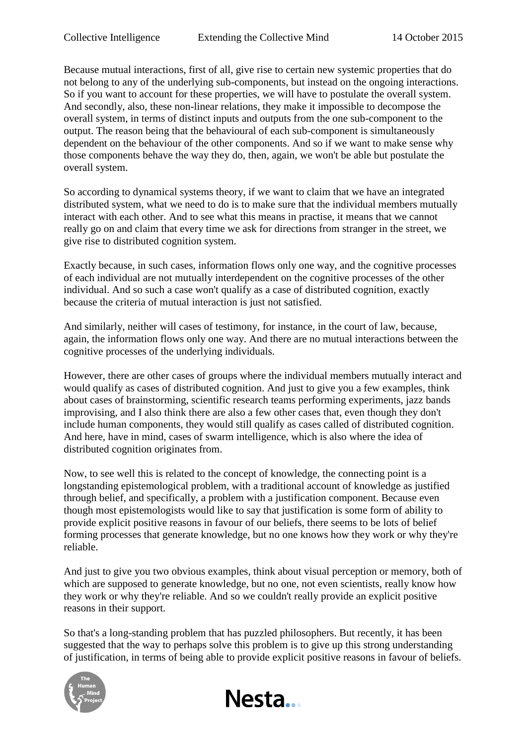Because mutual interactions, first of all, give rise to certain new systemic properties that do not belong to any of the underlying sub-components, but instead on the ongoing interactions. So if you want to account for these properties, we will have to postulate the overall system. And secondly, also, these non-linear relations, they make it impossible to decompose the overall system, in terms of distinct inputs and outputs from the one sub-component to the output. The reason being that the behavioural of each sub-component is simultaneously dependent on the behaviour of the other components. And so if we want to make sense why those components behave the way they do, then, again, we won't be able but postulate the overall system.

So according to dynamical systems theory, if we want to claim that we have an integrated distributed system, what we need to do is to make sure that the individual members mutually interact with each other. And to see what this means in practise, it means that we cannot really go on and claim that every time we ask for directions from stranger in the street, we give rise to distributed cognition system.

Exactly because, in such cases, information flows only one way, and the cognitive processes of each individual are not mutually interdependent on the cognitive processes of the other individual. And so such a case won't qualify as a case of distributed cognition, exactly because the criteria of mutual interaction is just not satisfied.

And similarly, neither will cases of testimony, for instance, in the court of law, because, again, the information flows only one way. And there are no mutual interactions between the cognitive processes of the underlying individuals.

However, there are other cases of groups where the individual members mutually interact and would qualify as cases of distributed cognition. And just to give you a few examples, think about cases of brainstorming, scientific research teams performing experiments, jazz bands improvising, and I also think there are also a few other cases that, even though they don't include human components, they would still qualify as cases called of distributed cognition. And here, have in mind, cases of swarm intelligence, which is also where the idea of distributed cognition originates from.

Now, to see well this is related to the concept of knowledge, the connecting point is a longstanding epistemological problem, with a traditional account of knowledge as justified through belief, and specifically, a problem with a justification component. Because even though most epistemologists would like to say that justification is some form of ability to provide explicit positive reasons in favour of our beliefs, there seems to be lots of belief forming processes that generate knowledge, but no one knows how they work or why they're reliable.

And just to give you two obvious examples, think about visual perception or memory, both of which are supposed to generate knowledge, but no one, not even scientists, really know how they work or why they're reliable. And so we couldn't really provide an explicit positive reasons in their support.

So that's a long-standing problem that has puzzled philosophers. But recently, it has been suggested that the way to perhaps solve this problem is to give up this strong understanding of justification, in terms of being able to provide explicit positive reasons in favour of beliefs.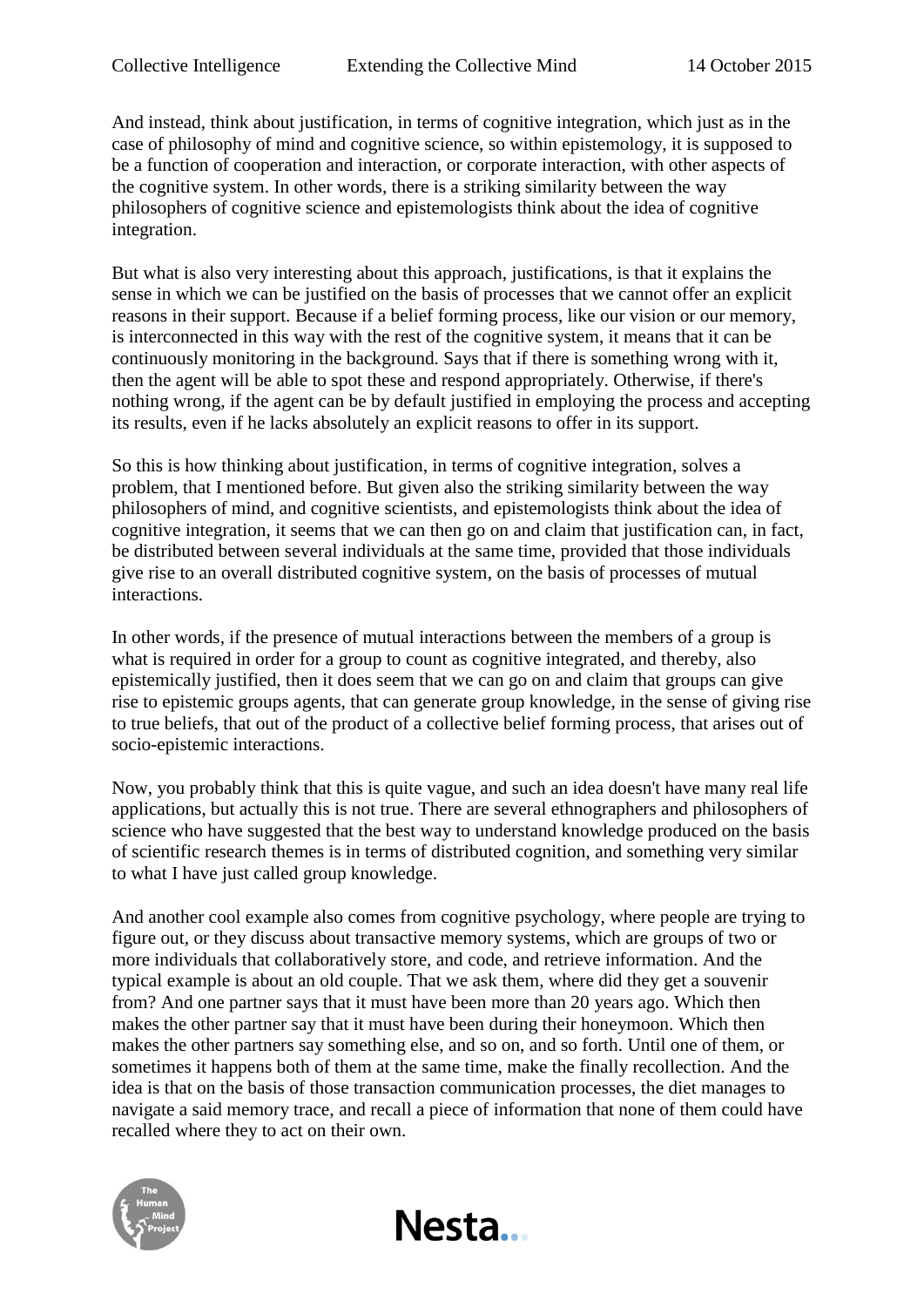And instead, think about justification, in terms of cognitive integration, which just as in the case of philosophy of mind and cognitive science, so within epistemology, it is supposed to be a function of cooperation and interaction, or corporate interaction, with other aspects of the cognitive system. In other words, there is a striking similarity between the way philosophers of cognitive science and epistemologists think about the idea of cognitive integration.

But what is also very interesting about this approach, justifications, is that it explains the sense in which we can be justified on the basis of processes that we cannot offer an explicit reasons in their support. Because if a belief forming process, like our vision or our memory, is interconnected in this way with the rest of the cognitive system, it means that it can be continuously monitoring in the background. Says that if there is something wrong with it, then the agent will be able to spot these and respond appropriately. Otherwise, if there's nothing wrong, if the agent can be by default justified in employing the process and accepting its results, even if he lacks absolutely an explicit reasons to offer in its support.

So this is how thinking about justification, in terms of cognitive integration, solves a problem, that I mentioned before. But given also the striking similarity between the way philosophers of mind, and cognitive scientists, and epistemologists think about the idea of cognitive integration, it seems that we can then go on and claim that justification can, in fact, be distributed between several individuals at the same time, provided that those individuals give rise to an overall distributed cognitive system, on the basis of processes of mutual interactions.

In other words, if the presence of mutual interactions between the members of a group is what is required in order for a group to count as cognitive integrated, and thereby, also epistemically justified, then it does seem that we can go on and claim that groups can give rise to epistemic groups agents, that can generate group knowledge, in the sense of giving rise to true beliefs, that out of the product of a collective belief forming process, that arises out of socio-epistemic interactions.

Now, you probably think that this is quite vague, and such an idea doesn't have many real life applications, but actually this is not true. There are several ethnographers and philosophers of science who have suggested that the best way to understand knowledge produced on the basis of scientific research themes is in terms of distributed cognition, and something very similar to what I have just called group knowledge.

And another cool example also comes from cognitive psychology, where people are trying to figure out, or they discuss about transactive memory systems, which are groups of two or more individuals that collaboratively store, and code, and retrieve information. And the typical example is about an old couple. That we ask them, where did they get a souvenir from? And one partner says that it must have been more than 20 years ago. Which then makes the other partner say that it must have been during their honeymoon. Which then makes the other partners say something else, and so on, and so forth. Until one of them, or sometimes it happens both of them at the same time, make the finally recollection. And the idea is that on the basis of those transaction communication processes, the diet manages to navigate a said memory trace, and recall a piece of information that none of them could have recalled where they to act on their own.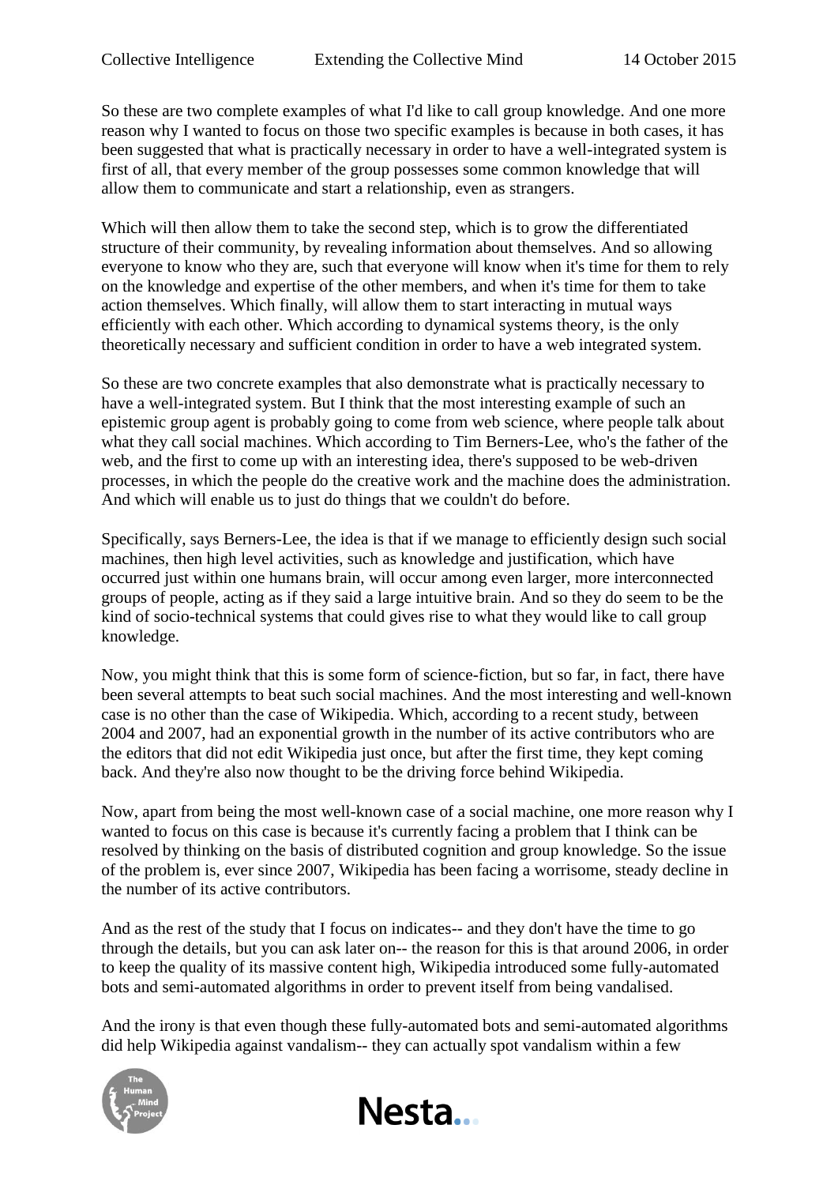So these are two complete examples of what I'd like to call group knowledge. And one more reason why I wanted to focus on those two specific examples is because in both cases, it has been suggested that what is practically necessary in order to have a well-integrated system is first of all, that every member of the group possesses some common knowledge that will allow them to communicate and start a relationship, even as strangers.

Which will then allow them to take the second step, which is to grow the differentiated structure of their community, by revealing information about themselves. And so allowing everyone to know who they are, such that everyone will know when it's time for them to rely on the knowledge and expertise of the other members, and when it's time for them to take action themselves. Which finally, will allow them to start interacting in mutual ways efficiently with each other. Which according to dynamical systems theory, is the only theoretically necessary and sufficient condition in order to have a web integrated system.

So these are two concrete examples that also demonstrate what is practically necessary to have a well-integrated system. But I think that the most interesting example of such an epistemic group agent is probably going to come from web science, where people talk about what they call social machines. Which according to Tim Berners-Lee, who's the father of the web, and the first to come up with an interesting idea, there's supposed to be web-driven processes, in which the people do the creative work and the machine does the administration. And which will enable us to just do things that we couldn't do before.

Specifically, says Berners-Lee, the idea is that if we manage to efficiently design such social machines, then high level activities, such as knowledge and justification, which have occurred just within one humans brain, will occur among even larger, more interconnected groups of people, acting as if they said a large intuitive brain. And so they do seem to be the kind of socio-technical systems that could gives rise to what they would like to call group knowledge.

Now, you might think that this is some form of science-fiction, but so far, in fact, there have been several attempts to beat such social machines. And the most interesting and well-known case is no other than the case of Wikipedia. Which, according to a recent study, between 2004 and 2007, had an exponential growth in the number of its active contributors who are the editors that did not edit Wikipedia just once, but after the first time, they kept coming back. And they're also now thought to be the driving force behind Wikipedia.

Now, apart from being the most well-known case of a social machine, one more reason why I wanted to focus on this case is because it's currently facing a problem that I think can be resolved by thinking on the basis of distributed cognition and group knowledge. So the issue of the problem is, ever since 2007, Wikipedia has been facing a worrisome, steady decline in the number of its active contributors.

And as the rest of the study that I focus on indicates-- and they don't have the time to go through the details, but you can ask later on-- the reason for this is that around 2006, in order to keep the quality of its massive content high, Wikipedia introduced some fully-automated bots and semi-automated algorithms in order to prevent itself from being vandalised.

And the irony is that even though these fully-automated bots and semi-automated algorithms did help Wikipedia against vandalism-- they can actually spot vandalism within a few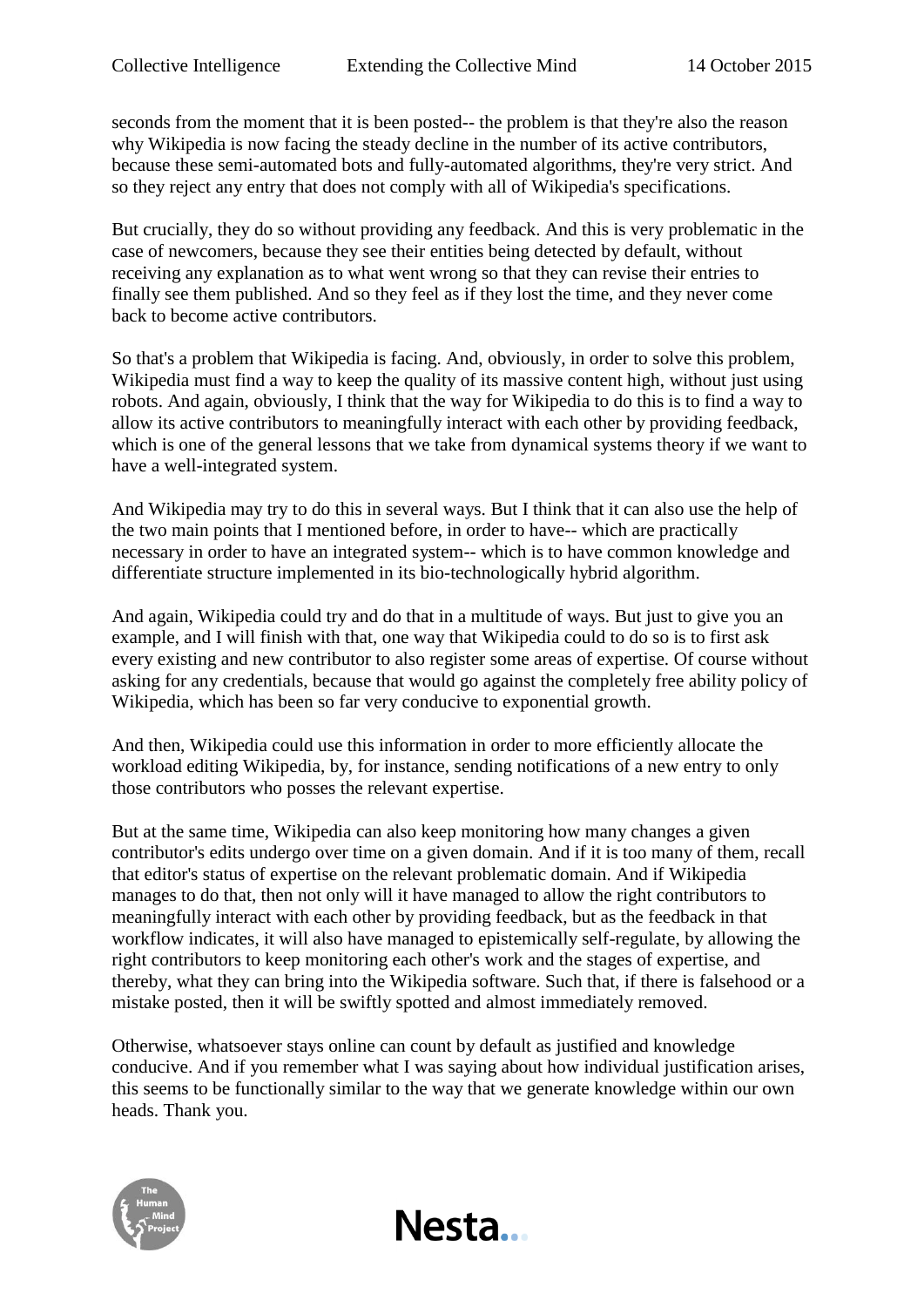seconds from the moment that it is been posted-- the problem is that they're also the reason why Wikipedia is now facing the steady decline in the number of its active contributors, because these semi-automated bots and fully-automated algorithms, they're very strict. And so they reject any entry that does not comply with all of Wikipedia's specifications.

But crucially, they do so without providing any feedback. And this is very problematic in the case of newcomers, because they see their entities being detected by default, without receiving any explanation as to what went wrong so that they can revise their entries to finally see them published. And so they feel as if they lost the time, and they never come back to become active contributors.

So that's a problem that Wikipedia is facing. And, obviously, in order to solve this problem, Wikipedia must find a way to keep the quality of its massive content high, without just using robots. And again, obviously, I think that the way for Wikipedia to do this is to find a way to allow its active contributors to meaningfully interact with each other by providing feedback, which is one of the general lessons that we take from dynamical systems theory if we want to have a well-integrated system.

And Wikipedia may try to do this in several ways. But I think that it can also use the help of the two main points that I mentioned before, in order to have-- which are practically necessary in order to have an integrated system-- which is to have common knowledge and differentiate structure implemented in its bio-technologically hybrid algorithm.

And again, Wikipedia could try and do that in a multitude of ways. But just to give you an example, and I will finish with that, one way that Wikipedia could to do so is to first ask every existing and new contributor to also register some areas of expertise. Of course without asking for any credentials, because that would go against the completely free ability policy of Wikipedia, which has been so far very conducive to exponential growth.

And then, Wikipedia could use this information in order to more efficiently allocate the workload editing Wikipedia, by, for instance, sending notifications of a new entry to only those contributors who posses the relevant expertise.

But at the same time, Wikipedia can also keep monitoring how many changes a given contributor's edits undergo over time on a given domain. And if it is too many of them, recall that editor's status of expertise on the relevant problematic domain. And if Wikipedia manages to do that, then not only will it have managed to allow the right contributors to meaningfully interact with each other by providing feedback, but as the feedback in that workflow indicates, it will also have managed to epistemically self-regulate, by allowing the right contributors to keep monitoring each other's work and the stages of expertise, and thereby, what they can bring into the Wikipedia software. Such that, if there is falsehood or a mistake posted, then it will be swiftly spotted and almost immediately removed.

Otherwise, whatsoever stays online can count by default as justified and knowledge conducive. And if you remember what I was saying about how individual justification arises, this seems to be functionally similar to the way that we generate knowledge within our own heads. Thank you.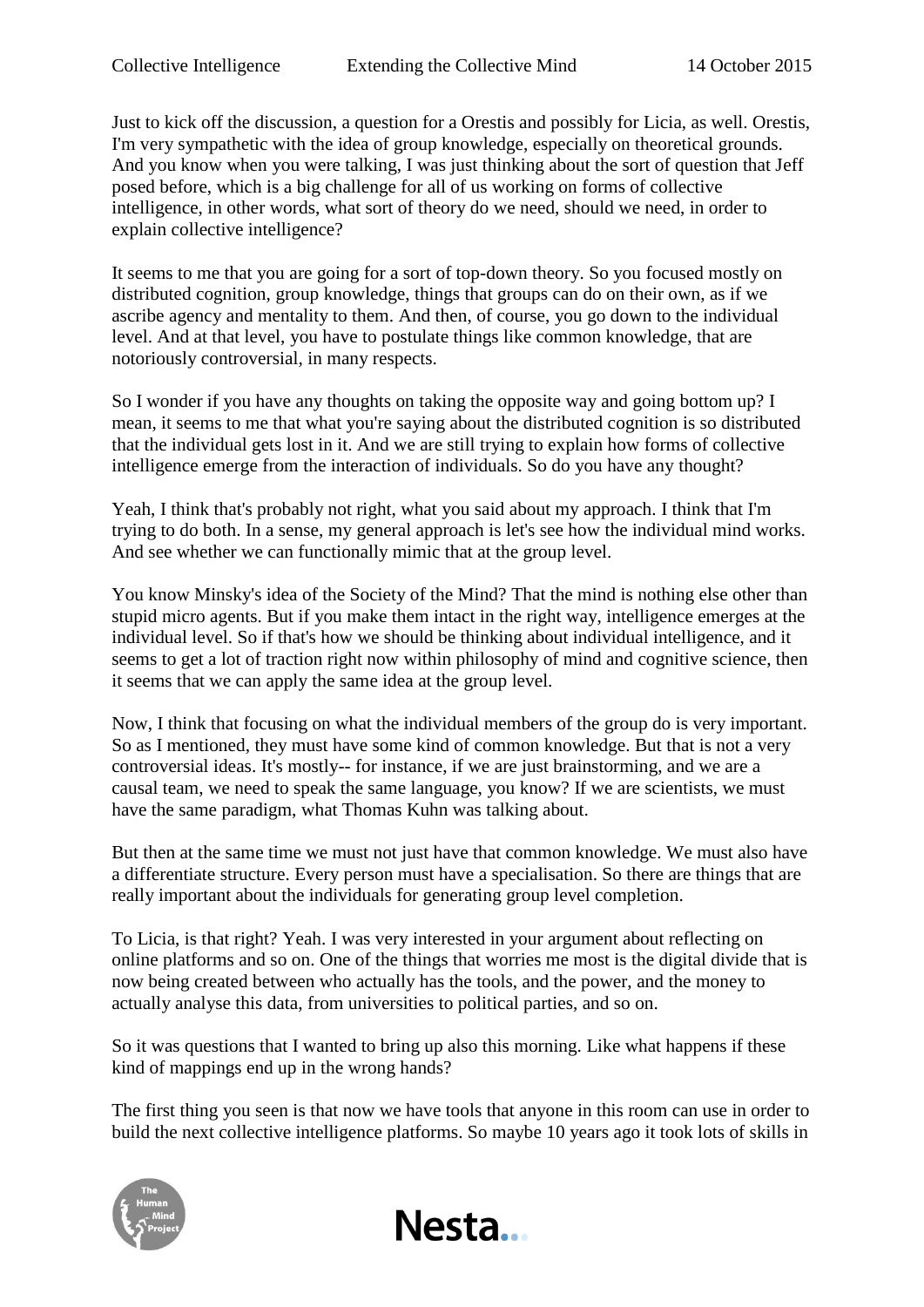Just to kick off the discussion, a question for a Orestis and possibly for Licia, as well. Orestis, I'm very sympathetic with the idea of group knowledge, especially on theoretical grounds. And you know when you were talking, I was just thinking about the sort of question that Jeff posed before, which is a big challenge for all of us working on forms of collective intelligence, in other words, what sort of theory do we need, should we need, in order to explain collective intelligence?

It seems to me that you are going for a sort of top-down theory. So you focused mostly on distributed cognition, group knowledge, things that groups can do on their own, as if we ascribe agency and mentality to them. And then, of course, you go down to the individual level. And at that level, you have to postulate things like common knowledge, that are notoriously controversial, in many respects.

So I wonder if you have any thoughts on taking the opposite way and going bottom up? I mean, it seems to me that what you're saying about the distributed cognition is so distributed that the individual gets lost in it. And we are still trying to explain how forms of collective intelligence emerge from the interaction of individuals. So do you have any thought?

Yeah, I think that's probably not right, what you said about my approach. I think that I'm trying to do both. In a sense, my general approach is let's see how the individual mind works. And see whether we can functionally mimic that at the group level.

You know Minsky's idea of the Society of the Mind? That the mind is nothing else other than stupid micro agents. But if you make them intact in the right way, intelligence emerges at the individual level. So if that's how we should be thinking about individual intelligence, and it seems to get a lot of traction right now within philosophy of mind and cognitive science, then it seems that we can apply the same idea at the group level.

Now, I think that focusing on what the individual members of the group do is very important. So as I mentioned, they must have some kind of common knowledge. But that is not a very controversial ideas. It's mostly-- for instance, if we are just brainstorming, and we are a causal team, we need to speak the same language, you know? If we are scientists, we must have the same paradigm, what Thomas Kuhn was talking about.

But then at the same time we must not just have that common knowledge. We must also have a differentiate structure. Every person must have a specialisation. So there are things that are really important about the individuals for generating group level completion.

To Licia, is that right? Yeah. I was very interested in your argument about reflecting on online platforms and so on. One of the things that worries me most is the digital divide that is now being created between who actually has the tools, and the power, and the money to actually analyse this data, from universities to political parties, and so on.

So it was questions that I wanted to bring up also this morning. Like what happens if these kind of mappings end up in the wrong hands?

The first thing you seen is that now we have tools that anyone in this room can use in order to build the next collective intelligence platforms. So maybe 10 years ago it took lots of skills in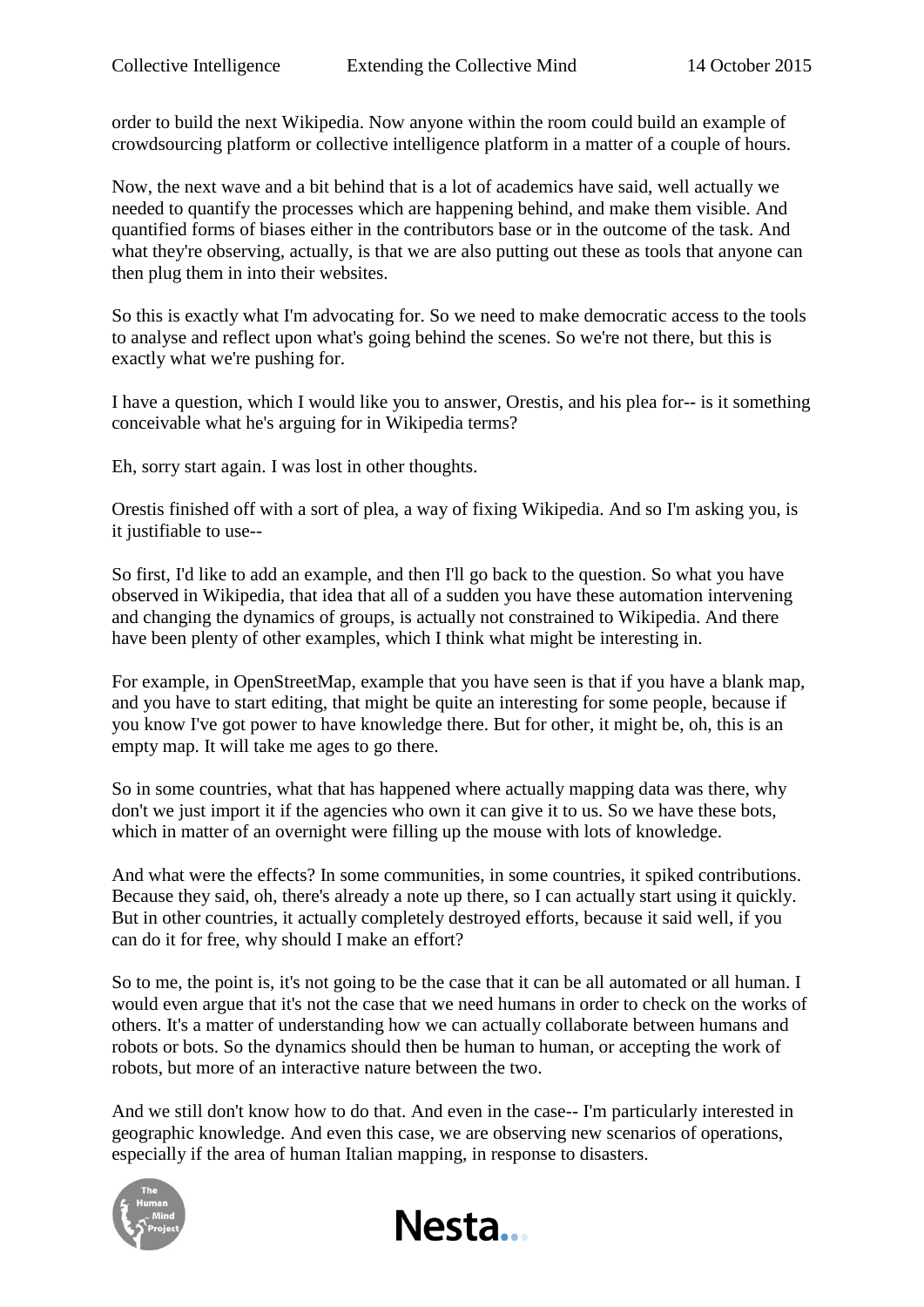order to build the next Wikipedia. Now anyone within the room could build an example of crowdsourcing platform or collective intelligence platform in a matter of a couple of hours.

Now, the next wave and a bit behind that is a lot of academics have said, well actually we needed to quantify the processes which are happening behind, and make them visible. And quantified forms of biases either in the contributors base or in the outcome of the task. And what they're observing, actually, is that we are also putting out these as tools that anyone can then plug them in into their websites.

So this is exactly what I'm advocating for. So we need to make democratic access to the tools to analyse and reflect upon what's going behind the scenes. So we're not there, but this is exactly what we're pushing for.

I have a question, which I would like you to answer, Orestis, and his plea for-- is it something conceivable what he's arguing for in Wikipedia terms?

Eh, sorry start again. I was lost in other thoughts.

Orestis finished off with a sort of plea, a way of fixing Wikipedia. And so I'm asking you, is it justifiable to use--

So first, I'd like to add an example, and then I'll go back to the question. So what you have observed in Wikipedia, that idea that all of a sudden you have these automation intervening and changing the dynamics of groups, is actually not constrained to Wikipedia. And there have been plenty of other examples, which I think what might be interesting in.

For example, in OpenStreetMap, example that you have seen is that if you have a blank map, and you have to start editing, that might be quite an interesting for some people, because if you know I've got power to have knowledge there. But for other, it might be, oh, this is an empty map. It will take me ages to go there.

So in some countries, what that has happened where actually mapping data was there, why don't we just import it if the agencies who own it can give it to us. So we have these bots, which in matter of an overnight were filling up the mouse with lots of knowledge.

And what were the effects? In some communities, in some countries, it spiked contributions. Because they said, oh, there's already a note up there, so I can actually start using it quickly. But in other countries, it actually completely destroyed efforts, because it said well, if you can do it for free, why should I make an effort?

So to me, the point is, it's not going to be the case that it can be all automated or all human. I would even argue that it's not the case that we need humans in order to check on the works of others. It's a matter of understanding how we can actually collaborate between humans and robots or bots. So the dynamics should then be human to human, or accepting the work of robots, but more of an interactive nature between the two.

And we still don't know how to do that. And even in the case-- I'm particularly interested in geographic knowledge. And even this case, we are observing new scenarios of operations, especially if the area of human Italian mapping, in response to disasters.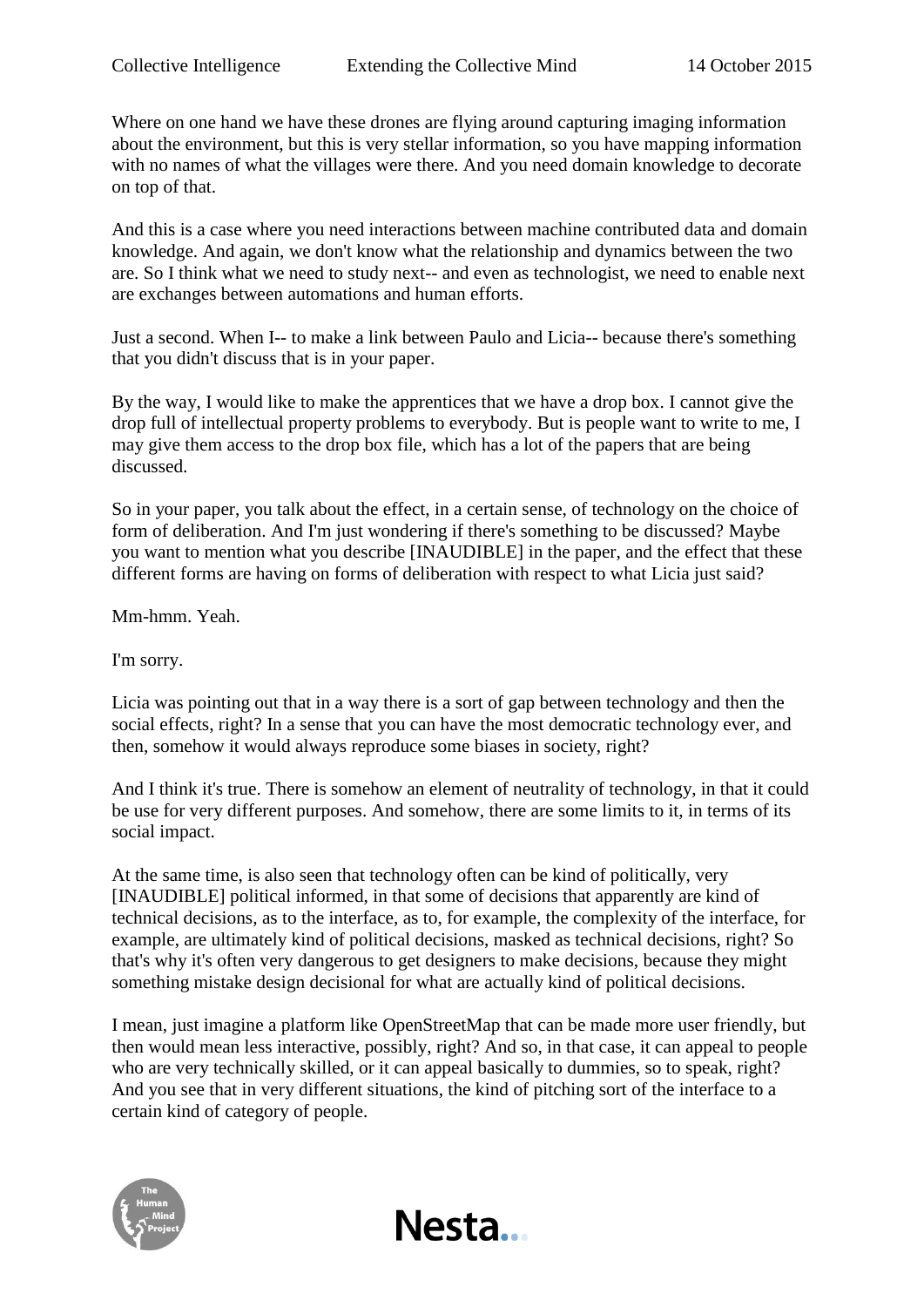Where on one hand we have these drones are flying around capturing imaging information about the environment, but this is very stellar information, so you have mapping information with no names of what the villages were there. And you need domain knowledge to decorate on top of that.

And this is a case where you need interactions between machine contributed data and domain knowledge. And again, we don't know what the relationship and dynamics between the two are. So I think what we need to study next-- and even as technologist, we need to enable next are exchanges between automations and human efforts.

Just a second. When I-- to make a link between Paulo and Licia-- because there's something that you didn't discuss that is in your paper.

By the way, I would like to make the apprentices that we have a drop box. I cannot give the drop full of intellectual property problems to everybody. But is people want to write to me, I may give them access to the drop box file, which has a lot of the papers that are being discussed.

So in your paper, you talk about the effect, in a certain sense, of technology on the choice of form of deliberation. And I'm just wondering if there's something to be discussed? Maybe you want to mention what you describe [INAUDIBLE] in the paper, and the effect that these different forms are having on forms of deliberation with respect to what Licia just said?

Mm-hmm. Yeah.

I'm sorry.

Licia was pointing out that in a way there is a sort of gap between technology and then the social effects, right? In a sense that you can have the most democratic technology ever, and then, somehow it would always reproduce some biases in society, right?

And I think it's true. There is somehow an element of neutrality of technology, in that it could be use for very different purposes. And somehow, there are some limits to it, in terms of its social impact.

At the same time, is also seen that technology often can be kind of politically, very [INAUDIBLE] political informed, in that some of decisions that apparently are kind of technical decisions, as to the interface, as to, for example, the complexity of the interface, for example, are ultimately kind of political decisions, masked as technical decisions, right? So that's why it's often very dangerous to get designers to make decisions, because they might something mistake design decisional for what are actually kind of political decisions.

I mean, just imagine a platform like OpenStreetMap that can be made more user friendly, but then would mean less interactive, possibly, right? And so, in that case, it can appeal to people who are very technically skilled, or it can appeal basically to dummies, so to speak, right? And you see that in very different situations, the kind of pitching sort of the interface to a certain kind of category of people.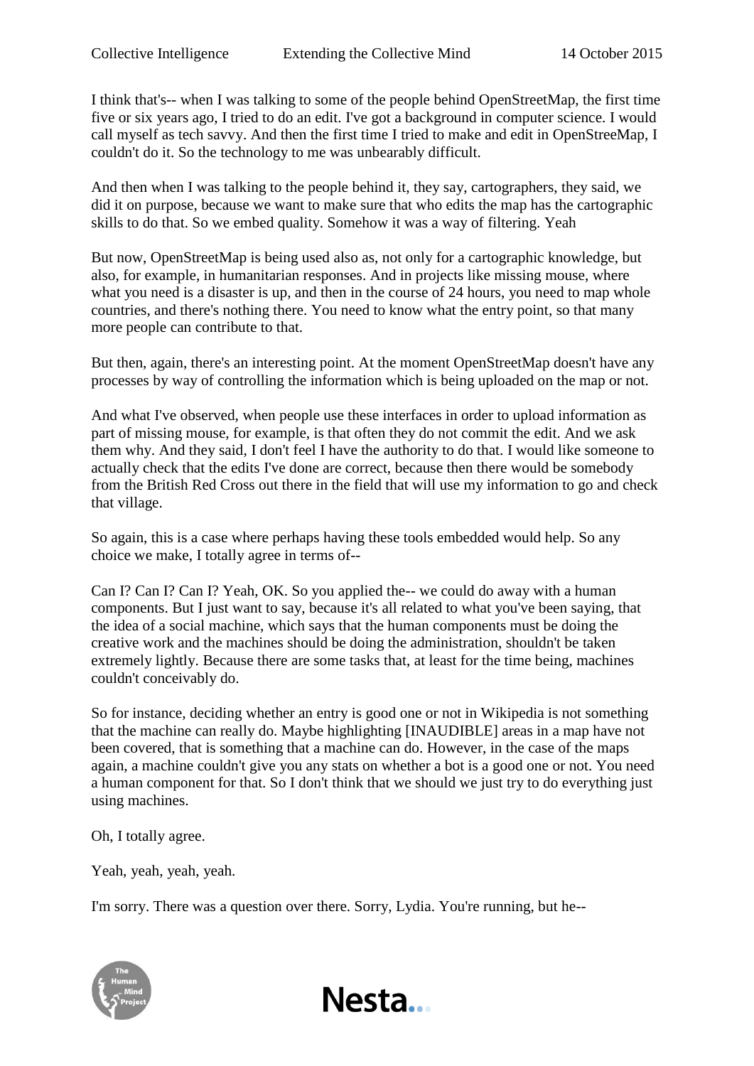I think that's-- when I was talking to some of the people behind OpenStreetMap, the first time five or six years ago, I tried to do an edit. I've got a background in computer science. I would call myself as tech savvy. And then the first time I tried to make and edit in OpenStreeMap, I couldn't do it. So the technology to me was unbearably difficult.

And then when I was talking to the people behind it, they say, cartographers, they said, we did it on purpose, because we want to make sure that who edits the map has the cartographic skills to do that. So we embed quality. Somehow it was a way of filtering. Yeah

But now, OpenStreetMap is being used also as, not only for a cartographic knowledge, but also, for example, in humanitarian responses. And in projects like missing mouse, where what you need is a disaster is up, and then in the course of 24 hours, you need to map whole countries, and there's nothing there. You need to know what the entry point, so that many more people can contribute to that.

But then, again, there's an interesting point. At the moment OpenStreetMap doesn't have any processes by way of controlling the information which is being uploaded on the map or not.

And what I've observed, when people use these interfaces in order to upload information as part of missing mouse, for example, is that often they do not commit the edit. And we ask them why. And they said, I don't feel I have the authority to do that. I would like someone to actually check that the edits I've done are correct, because then there would be somebody from the British Red Cross out there in the field that will use my information to go and check that village.

So again, this is a case where perhaps having these tools embedded would help. So any choice we make, I totally agree in terms of--

Can I? Can I? Can I? Yeah, OK. So you applied the-- we could do away with a human components. But I just want to say, because it's all related to what you've been saying, that the idea of a social machine, which says that the human components must be doing the creative work and the machines should be doing the administration, shouldn't be taken extremely lightly. Because there are some tasks that, at least for the time being, machines couldn't conceivably do.

So for instance, deciding whether an entry is good one or not in Wikipedia is not something that the machine can really do. Maybe highlighting [INAUDIBLE] areas in a map have not been covered, that is something that a machine can do. However, in the case of the maps again, a machine couldn't give you any stats on whether a bot is a good one or not. You need a human component for that. So I don't think that we should we just try to do everything just using machines.

Oh, I totally agree.

Yeah, yeah, yeah, yeah.

I'm sorry. There was a question over there. Sorry, Lydia. You're running, but he--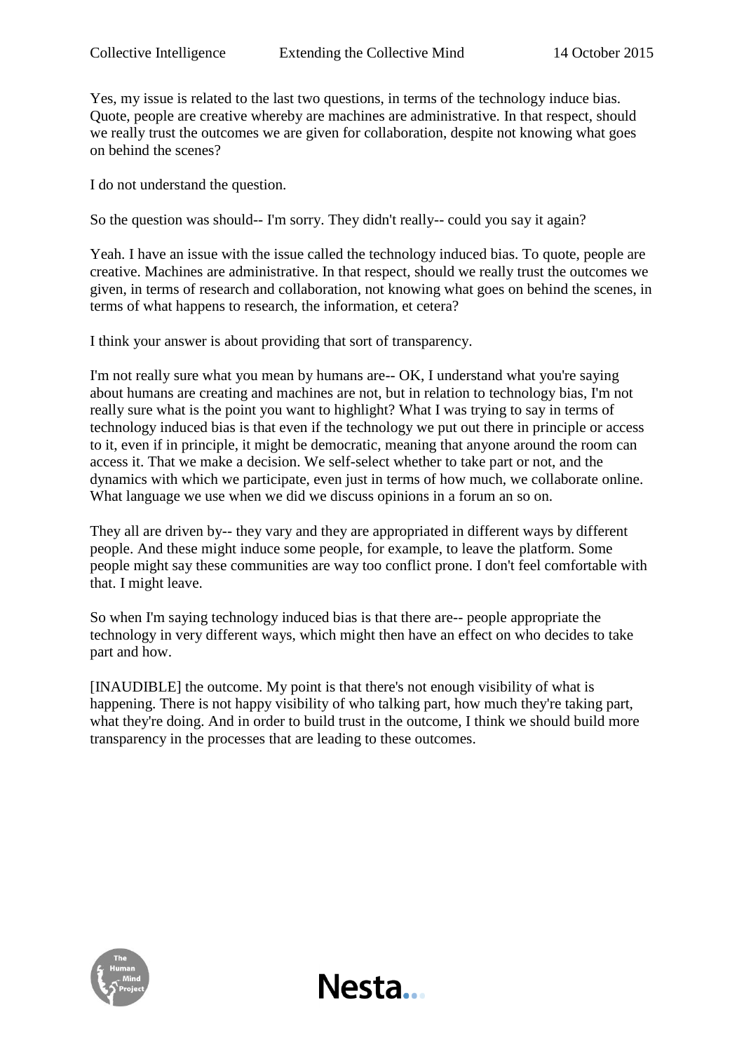Yes, my issue is related to the last two questions, in terms of the technology induce bias. Quote, people are creative whereby are machines are administrative. In that respect, should we really trust the outcomes we are given for collaboration, despite not knowing what goes on behind the scenes?

I do not understand the question.

So the question was should-- I'm sorry. They didn't really-- could you say it again?

Yeah. I have an issue with the issue called the technology induced bias. To quote, people are creative. Machines are administrative. In that respect, should we really trust the outcomes we given, in terms of research and collaboration, not knowing what goes on behind the scenes, in terms of what happens to research, the information, et cetera?

I think your answer is about providing that sort of transparency.

I'm not really sure what you mean by humans are-- OK, I understand what you're saying about humans are creating and machines are not, but in relation to technology bias, I'm not really sure what is the point you want to highlight? What I was trying to say in terms of technology induced bias is that even if the technology we put out there in principle or access to it, even if in principle, it might be democratic, meaning that anyone around the room can access it. That we make a decision. We self-select whether to take part or not, and the dynamics with which we participate, even just in terms of how much, we collaborate online. What language we use when we did we discuss opinions in a forum an so on.

They all are driven by-- they vary and they are appropriated in different ways by different people. And these might induce some people, for example, to leave the platform. Some people might say these communities are way too conflict prone. I don't feel comfortable with that. I might leave.

So when I'm saying technology induced bias is that there are-- people appropriate the technology in very different ways, which might then have an effect on who decides to take part and how.

[INAUDIBLE] the outcome. My point is that there's not enough visibility of what is happening. There is not happy visibility of who talking part, how much they're taking part, what they're doing. And in order to build trust in the outcome, I think we should build more transparency in the processes that are leading to these outcomes.